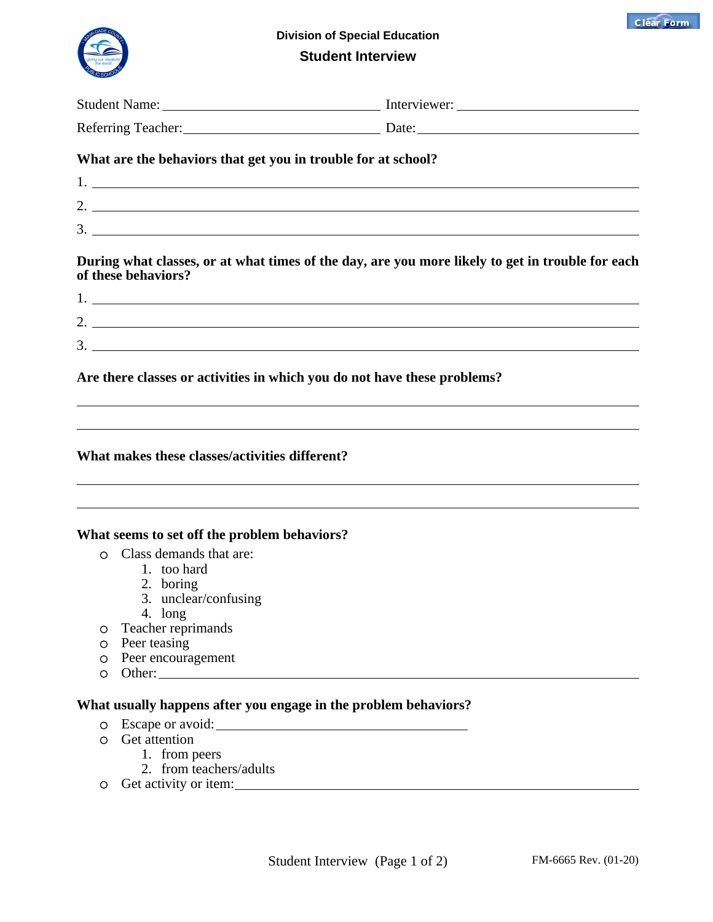Division of Special Education

# Student Interview

Student Name: ______________________ Interviewer: ______________________

Referring Teacher: ______________________ Date: ______________________

**What are the behaviors that get you in trouble for at school?**

1. ______________________
2. ______________________
3. ______________________

**During what classes, or at what times of the day, are you more likely to get in trouble for each of these behaviors?**

1. ______________________
2. ______________________
3. ______________________

**Are there classes or activities in which you do not have these problems?**

______________________

______________________

**What makes these classes/activities different?**

______________________

______________________

**What seems to set off the problem behaviors?**

- Class demands that are:
  1. too hard
  2. boring
  3. unclear/confusing
  4. long
- Teacher reprimands
- Peer teasing
- Peer encouragement
- Other: ______________________

**What usually happens after you engage in the problem behaviors?**

- Escape or avoid: ______________________
- Get attention
  1. from peers
  2. from teachers/adults
- Get activity or item: ______________________

FM-6665 Rev. (01-20)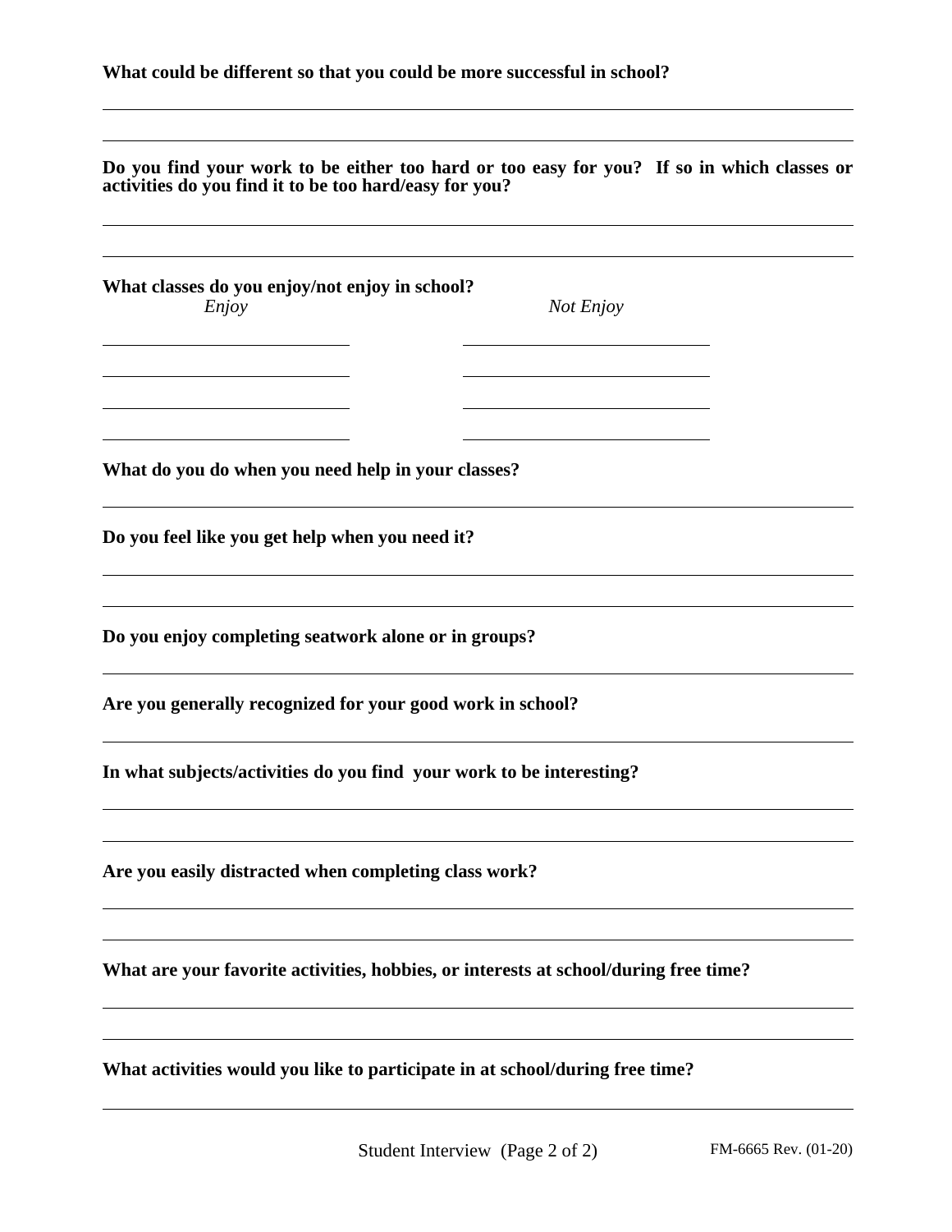**What could be different so that you could be more successful in school?**

**Do you find your work to be either too hard or too easy for you? If so in which classes or activities do you find it to be too hard/easy for you?**

**What classes do you enjoy/not enjoy in school?**

| *Enjoy* | *Not Enjoy* |
| --- | --- |
| | |
| | |
| | |
| | |

**What do you do when you need help in your classes?**

**Do you feel like you get help when you need it?**

**Do you enjoy completing seatwork alone or in groups?**

**Are you generally recognized for your good work in school?**

**In what subjects/activities do you find your work to be interesting?**

**Are you easily distracted when completing class work?**

**What are your favorite activities, hobbies, or interests at school/during free time?**

**What activities would you like to participate in at school/during free time?**

FM-6665 Rev. (01-20)